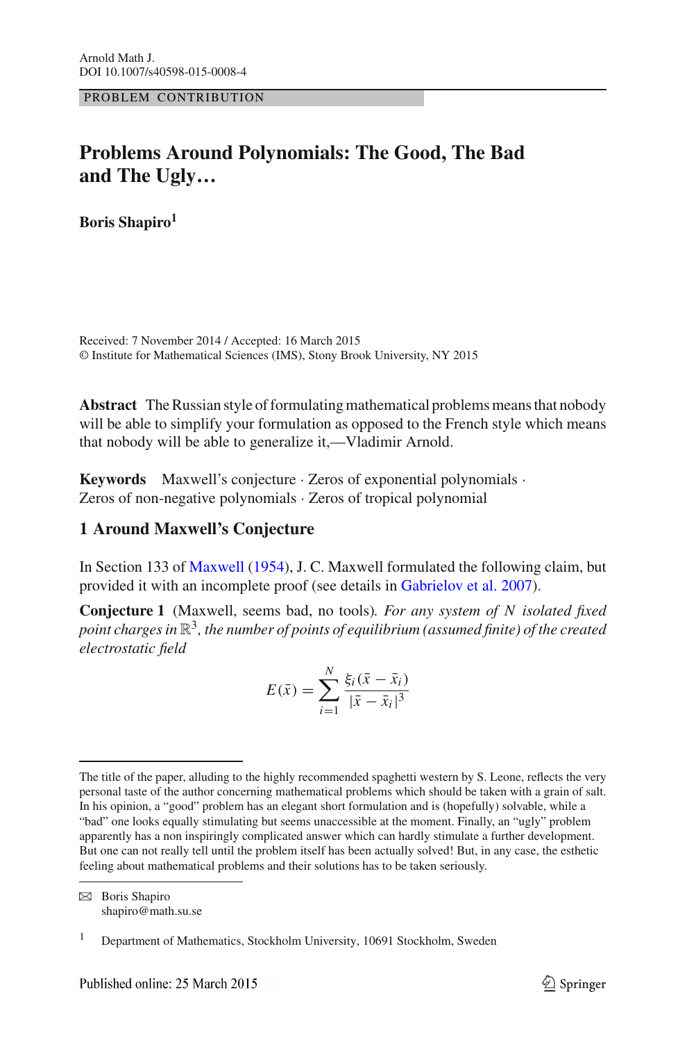PROBLEM CONTRIBUTION

# Problems Around Polynomials: The Good, The Bad and The Ugly…

**Boris Shapiro**[1]

Received: 7 November 2014 / Accepted: 16 March 2015
© Institute for Mathematical Sciences (IMS), Stony Brook University, NY 2015

**Abstract** The Russian style of formulating mathematical problems means that nobody will be able to simplify your formulation as opposed to the French style which means that nobody will be able to generalize it,—Vladimir Arnold.

**Keywords** Maxwell's conjecture · Zeros of exponential polynomials · Zeros of non-negative polynomials · Zeros of tropical polynomial

## 1 Around Maxwell's Conjecture

In Section 133 of Maxwell (1954), J. C. Maxwell formulated the following claim, but provided it with an incomplete proof (see details in Gabrielov et al. 2007).

**Conjecture 1** (Maxwell, seems bad, no tools). *For any system of $N$ isolated fixed point charges in $\mathbb{R}^3$, the number of points of equilibrium (assumed finite) of the created electrostatic field*

$$E(\bar{x}) = \sum_{i=1}^{N} \frac{\xi_i(\bar{x} - \bar{x}_i)}{|\bar{x} - \bar{x}_i|^3}$$

---

The title of the paper, alluding to the highly recommended spaghetti western by S. Leone, reflects the very personal taste of the author concerning mathematical problems which should be taken with a grain of salt. In his opinion, a "good" problem has an elegant short formulation and is (hopefully) solvable, while a "bad" one looks equally stimulating but seems unaccessible at the moment. Finally, an "ugly" problem apparently has a non inspiringly complicated answer which can hardly stimulate a further development. But one can not really tell until the problem itself has been actually solved! But, in any case, the esthetic feeling about mathematical problems and their solutions has to be taken seriously.

---

✉ Boris Shapiro
shapiro@math.su.se

[1] Department of Mathematics, Stockholm University, 10691 Stockholm, Sweden

Published online: 25 March 2015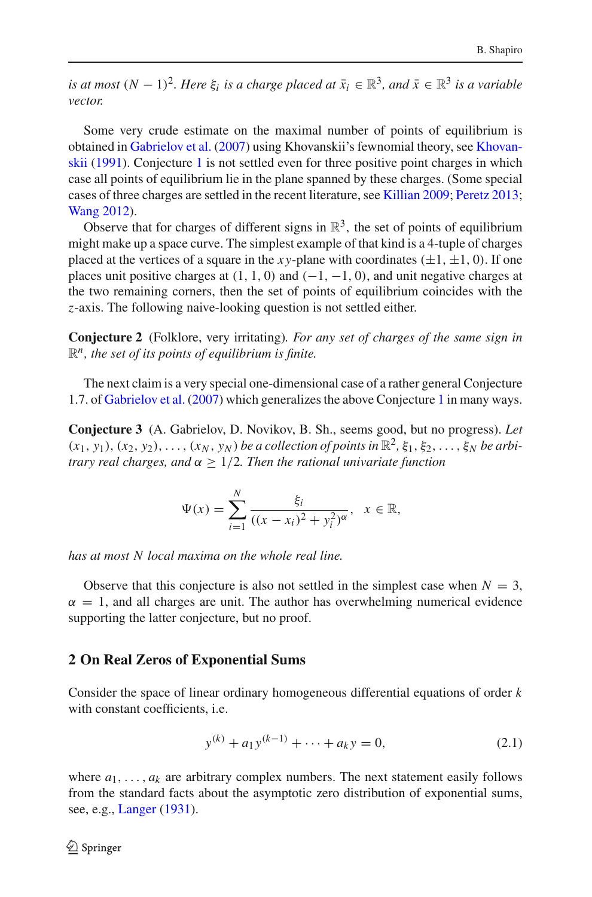*is at most $(N-1)^2$. Here $\xi_i$ is a charge placed at $\bar{x}_i \in \mathbb{R}^3$, and $\bar{x} \in \mathbb{R}^3$ is a variable vector.*

Some very crude estimate on the maximal number of points of equilibrium is obtained in Gabrielov et al. (2007) using Khovanskii's fewnomial theory, see Khovanskii (1991). Conjecture 1 is not settled even for three positive point charges in which case all points of equilibrium lie in the plane spanned by these charges. (Some special cases of three charges are settled in the recent literature, see Killian 2009; Peretz 2013; Wang 2012).

Observe that for charges of different signs in $\mathbb{R}^3$, the set of points of equilibrium might make up a space curve. The simplest example of that kind is a 4-tuple of charges placed at the vertices of a square in the $xy$-plane with coordinates $(\pm 1, \pm 1, 0)$. If one places unit positive charges at $(1, 1, 0)$ and $(-1, -1, 0)$, and unit negative charges at the two remaining corners, then the set of points of equilibrium coincides with the $z$-axis. The following naive-looking question is not settled either.

**Conjecture 2** (Folklore, very irritating). *For any set of charges of the same sign in $\mathbb{R}^n$, the set of its points of equilibrium is finite.*

The next claim is a very special one-dimensional case of a rather general Conjecture 1.7. of Gabrielov et al. (2007) which generalizes the above Conjecture 1 in many ways.

**Conjecture 3** (A. Gabrielov, D. Novikov, B. Sh., seems good, but no progress). *Let $(x_1, y_1), (x_2, y_2), \dots, (x_N, y_N)$ be a collection of points in $\mathbb{R}^2$, $\xi_1, \xi_2, \dots, \xi_N$ be arbitrary real charges, and $\alpha \geq 1/2$. Then the rational univariate function*

$$\Psi(x) = \sum_{i=1}^{N} \frac{\xi_i}{((x - x_i)^2 + y_i^2)^\alpha}, \quad x \in \mathbb{R},$$

*has at most $N$ local maxima on the whole real line.*

Observe that this conjecture is also not settled in the simplest case when $N = 3$, $\alpha = 1$, and all charges are unit. The author has overwhelming numerical evidence supporting the latter conjecture, but no proof.

## 2 On Real Zeros of Exponential Sums

Consider the space of linear ordinary homogeneous differential equations of order $k$ with constant coefficients, i.e.

$$y^{(k)} + a_1 y^{(k-1)} + \cdots + a_k y = 0, \tag{2.1}$$

where $a_1, \dots, a_k$ are arbitrary complex numbers. The next statement easily follows from the standard facts about the asymptotic zero distribution of exponential sums, see, e.g., Langer (1931).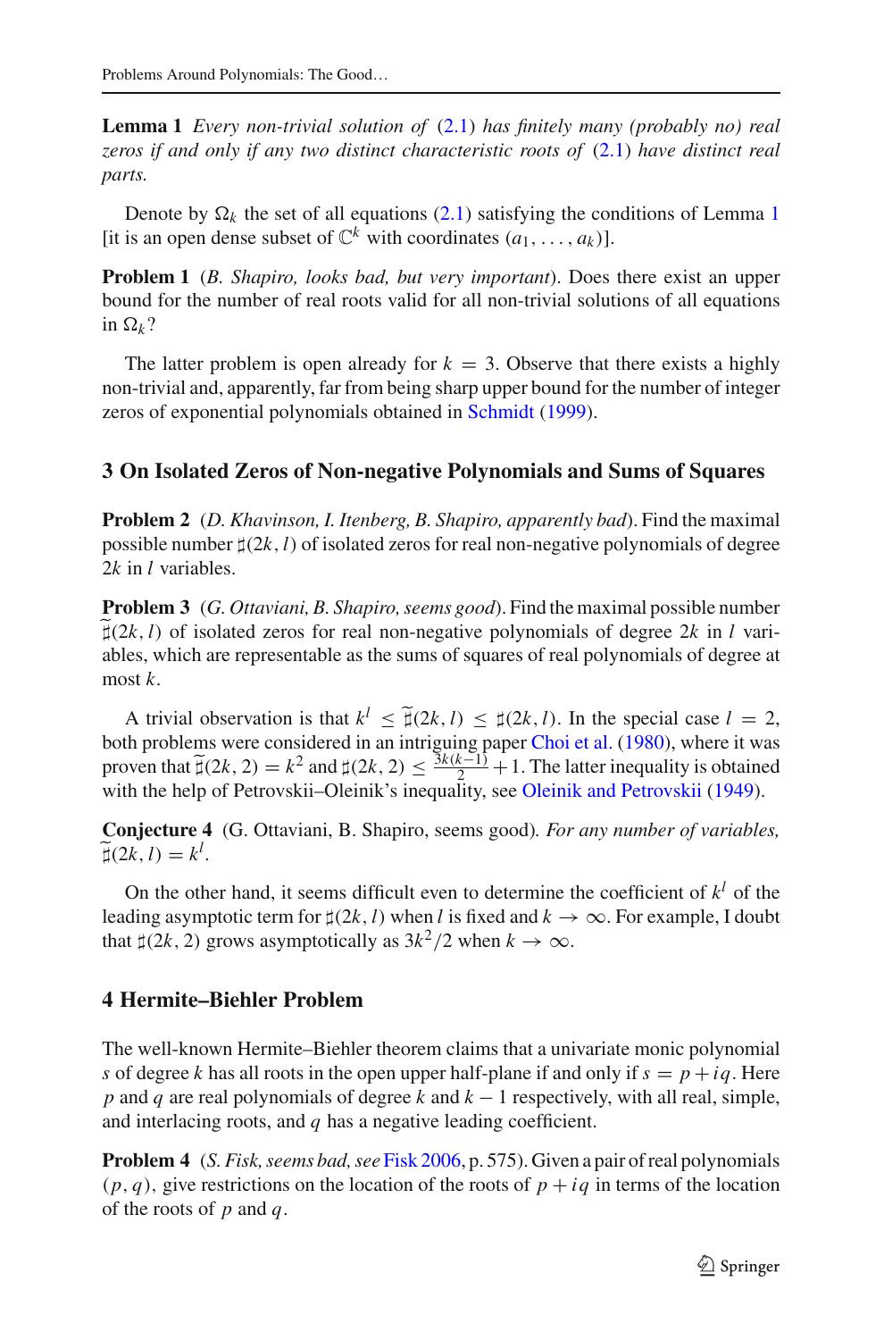**Lemma 1** *Every non-trivial solution of* (2.1) *has finitely many (probably no) real zeros if and only if any two distinct characteristic roots of* (2.1) *have distinct real parts.*

Denote by $\Omega_k$ the set of all equations (2.1) satisfying the conditions of Lemma 1 [it is an open dense subset of $\mathbb{C}^k$ with coordinates $(a_1, \ldots, a_k)$].

**Problem 1** (*B. Shapiro, looks bad, but very important*). Does there exist an upper bound for the number of real roots valid for all non-trivial solutions of all equations in $\Omega_k$?

The latter problem is open already for $k = 3$. Observe that there exists a highly non-trivial and, apparently, far from being sharp upper bound for the number of integer zeros of exponential polynomials obtained in Schmidt (1999).

## 3 On Isolated Zeros of Non-negative Polynomials and Sums of Squares

**Problem 2** (*D. Khavinson, I. Itenberg, B. Shapiro, apparently bad*). Find the maximal possible number $\sharp(2k, l)$ of isolated zeros for real non-negative polynomials of degree $2k$ in $l$ variables.

**Problem 3** (*G. Ottaviani, B. Shapiro, seems good*). Find the maximal possible number $\widetilde{\sharp}(2k, l)$ of isolated zeros for real non-negative polynomials of degree $2k$ in $l$ variables, which are representable as the sums of squares of real polynomials of degree at most $k$.

A trivial observation is that $k^l \leq \widetilde{\sharp}(2k, l) \leq \sharp(2k, l)$. In the special case $l = 2$, both problems were considered in an intriguing paper Choi et al. (1980), where it was proven that $\widetilde{\sharp}(2k, 2) = k^2$ and $\sharp(2k, 2) \leq \frac{3k(k-1)}{2} + 1$. The latter inequality is obtained with the help of Petrovskii–Oleinik's inequality, see Oleinik and Petrovskii (1949).

**Conjecture 4** (G. Ottaviani, B. Shapiro, seems good). *For any number of variables,* $\widetilde{\sharp}(2k, l) = k^l$.

On the other hand, it seems difficult even to determine the coefficient of $k^l$ of the leading asymptotic term for $\sharp(2k, l)$ when $l$ is fixed and $k \to \infty$. For example, I doubt that $\sharp(2k, 2)$ grows asymptotically as $3k^2/2$ when $k \to \infty$.

## 4 Hermite–Biehler Problem

The well-known Hermite–Biehler theorem claims that a univariate monic polynomial $s$ of degree $k$ has all roots in the open upper half-plane if and only if $s = p + iq$. Here $p$ and $q$ are real polynomials of degree $k$ and $k - 1$ respectively, with all real, simple, and interlacing roots, and $q$ has a negative leading coefficient.

**Problem 4** (*S. Fisk, seems bad, see* Fisk 2006, p. 575). Given a pair of real polynomials $(p, q)$, give restrictions on the location of the roots of $p + iq$ in terms of the location of the roots of $p$ and $q$.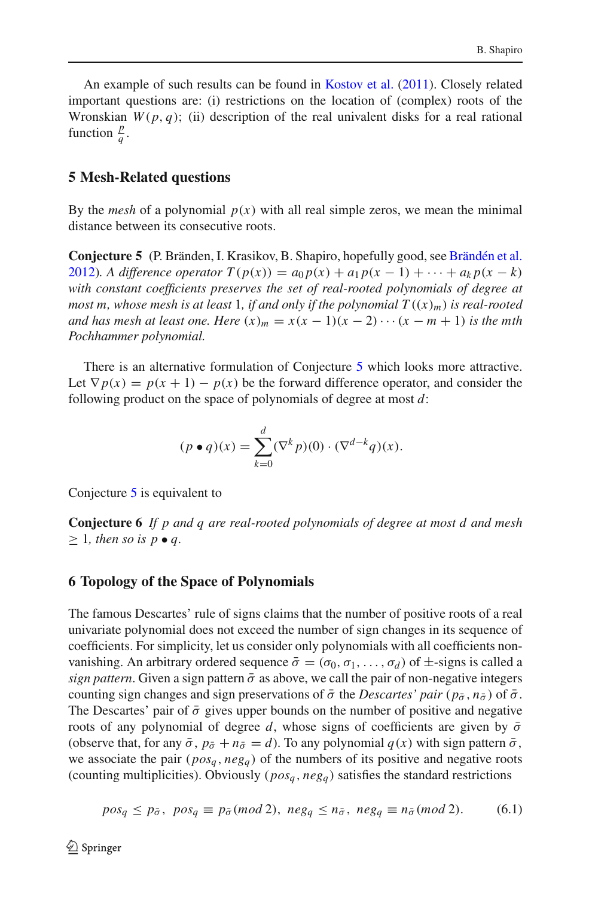An example of such results can be found in Kostov et al. (2011). Closely related important questions are: (i) restrictions on the location of (complex) roots of the Wronskian $W(p, q)$; (ii) description of the real univalent disks for a real rational function $\frac{p}{q}$.

## 5 Mesh-Related questions

By the *mesh* of a polynomial $p(x)$ with all real simple zeros, we mean the minimal distance between its consecutive roots.

**Conjecture 5** (P. Bränden, I. Krasikov, B. Shapiro, hopefully good, see Brändén et al. 2012). *A difference operator $T(p(x)) = a_0 p(x) + a_1 p(x-1) + \cdots + a_k p(x-k)$ with constant coefficients preserves the set of real-rooted polynomials of degree at most $m$, whose mesh is at least 1, if and only if the polynomial $T((x)_m)$ is real-rooted and has mesh at least one. Here $(x)_m = x(x-1)(x-2)\cdots(x-m+1)$ is the mth Pochhammer polynomial.*

There is an alternative formulation of Conjecture 5 which looks more attractive. Let $\nabla p(x) = p(x+1) - p(x)$ be the forward difference operator, and consider the following product on the space of polynomials of degree at most $d$:

$$(p \bullet q)(x) = \sum_{k=0}^{d} (\nabla^k p)(0) \cdot (\nabla^{d-k} q)(x).$$

Conjecture 5 is equivalent to

**Conjecture 6** *If $p$ and $q$ are real-rooted polynomials of degree at most $d$ and mesh $\geq 1$, then so is $p \bullet q$.*

## 6 Topology of the Space of Polynomials

The famous Descartes' rule of signs claims that the number of positive roots of a real univariate polynomial does not exceed the number of sign changes in its sequence of coefficients. For simplicity, let us consider only polynomials with all coefficients non-vanishing. An arbitrary ordered sequence $\bar{\sigma} = (\sigma_0, \sigma_1, \ldots, \sigma_d)$ of $\pm$-signs is called a *sign pattern*. Given a sign pattern $\bar{\sigma}$ as above, we call the pair of non-negative integers counting sign changes and sign preservations of $\bar{\sigma}$ the *Descartes' pair* $(p_{\bar{\sigma}}, n_{\bar{\sigma}})$ of $\bar{\sigma}$. The Descartes' pair of $\bar{\sigma}$ gives upper bounds on the number of positive and negative roots of any polynomial of degree $d$, whose signs of coefficients are given by $\bar{\sigma}$ (observe that, for any $\bar{\sigma}$, $p_{\bar{\sigma}} + n_{\bar{\sigma}} = d$). To any polynomial $q(x)$ with sign pattern $\bar{\sigma}$, we associate the pair $(pos_q, neg_q)$ of the numbers of its positive and negative roots (counting multiplicities). Obviously $(pos_q, neg_q)$ satisfies the standard restrictions

$$pos_q \leq p_{\bar{\sigma}}, \ \ pos_q \equiv p_{\bar{\sigma}} (mod\, 2), \ \ neg_q \leq n_{\bar{\sigma}}, \ \ neg_q \equiv n_{\bar{\sigma}} (mod\, 2). \tag{6.1}$$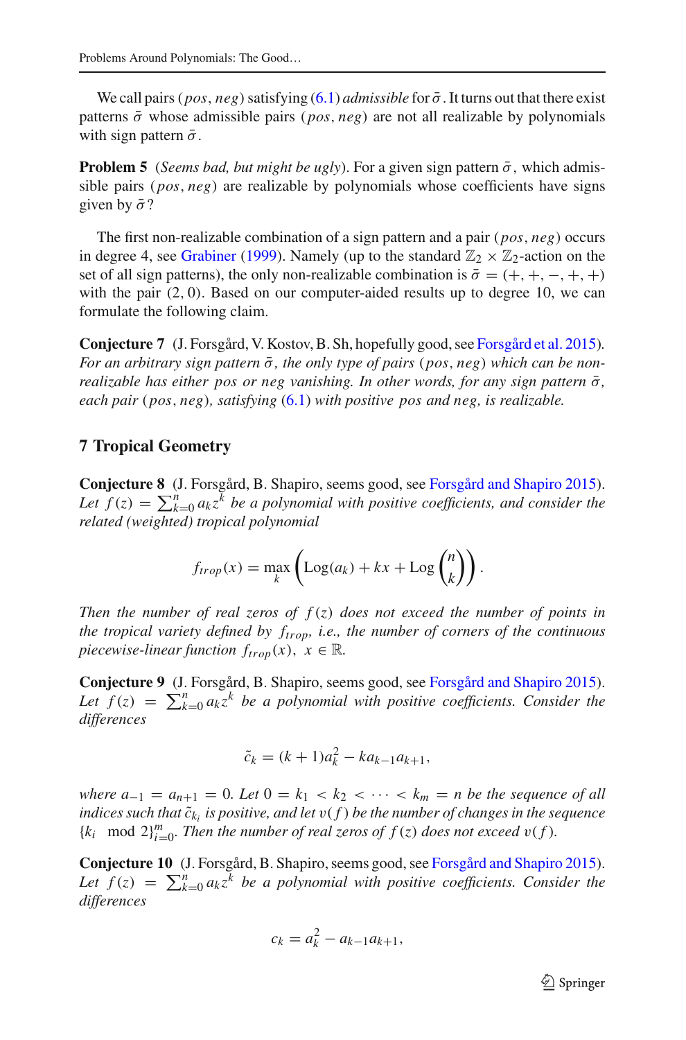We call pairs $(pos, neg)$ satisfying (6.1) *admissible* for $\bar{\sigma}$. It turns out that there exist patterns $\bar{\sigma}$ whose admissible pairs $(pos, neg)$ are not all realizable by polynomials with sign pattern $\bar{\sigma}$.

**Problem 5** (*Seems bad, but might be ugly*). For a given sign pattern $\bar{\sigma}$, which admissible pairs $(pos, neg)$ are realizable by polynomials whose coefficients have signs given by $\bar{\sigma}$?

The first non-realizable combination of a sign pattern and a pair $(pos, neg)$ occurs in degree 4, see Grabiner (1999). Namely (up to the standard $\mathbb{Z}_2 \times \mathbb{Z}_2$-action on the set of all sign patterns), the only non-realizable combination is $\bar{\sigma} = (+, +, -, +, +)$ with the pair $(2, 0)$. Based on our computer-aided results up to degree 10, we can formulate the following claim.

**Conjecture 7** (J. Forsgård, V. Kostov, B. Sh, hopefully good, see Forsgård et al. 2015). *For an arbitrary sign pattern $\bar{\sigma}$, the only type of pairs $(pos, neg)$ which can be non-realizable has either pos or neg vanishing. In other words, for any sign pattern $\bar{\sigma}$, each pair $(pos, neg)$, satisfying (6.1) with positive pos and neg, is realizable.*

## 7 Tropical Geometry

**Conjecture 8** (J. Forsgård, B. Shapiro, seems good, see Forsgård and Shapiro 2015). *Let $f(z) = \sum_{k=0}^{n} a_k z^k$ be a polynomial with positive coefficients, and consider the related (weighted) tropical polynomial*

$$f_{trop}(x) = \max_k \left( \mathrm{Log}(a_k) + kx + \mathrm{Log}\binom{n}{k} \right).$$

*Then the number of real zeros of $f(z)$ does not exceed the number of points in the tropical variety defined by $f_{trop}$, i.e., the number of corners of the continuous piecewise-linear function $f_{trop}(x)$, $x \in \mathbb{R}$.*

**Conjecture 9** (J. Forsgård, B. Shapiro, seems good, see Forsgård and Shapiro 2015). *Let $f(z) = \sum_{k=0}^{n} a_k z^k$ be a polynomial with positive coefficients. Consider the differences*

$$\tilde{c}_k = (k+1)a_k^2 - k a_{k-1} a_{k+1},$$

*where $a_{-1} = a_{n+1} = 0$. Let $0 = k_1 < k_2 < \cdots < k_m = n$ be the sequence of all indices such that $\tilde{c}_{k_i}$ is positive, and let $v(f)$ be the number of changes in the sequence $\{k_i \mod 2\}_{i=0}^{m}$. Then the number of real zeros of $f(z)$ does not exceed $v(f)$.*

**Conjecture 10** (J. Forsgård, B. Shapiro, seems good, see Forsgård and Shapiro 2015). *Let $f(z) = \sum_{k=0}^{n} a_k z^k$ be a polynomial with positive coefficients. Consider the differences*

$$c_k = a_k^2 - a_{k-1} a_{k+1},$$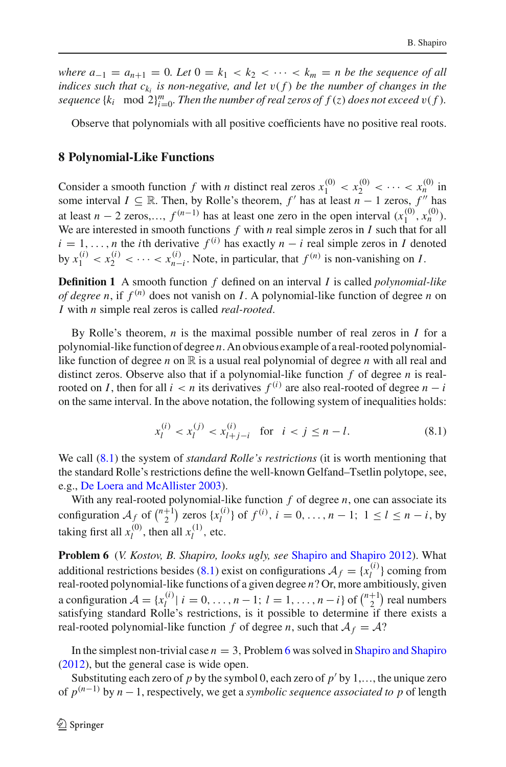*where $a_{-1} = a_{n+1} = 0$. Let $0 = k_1 < k_2 < \cdots < k_m = n$ be the sequence of all indices such that $c_{k_i}$ is non-negative, and let $v(f)$ be the number of changes in the sequence $\{k_i \mod 2\}_{i=0}^{m}$. Then the number of real zeros of $f(z)$ does not exceed $v(f)$.*

Observe that polynomials with all positive coefficients have no positive real roots.

## 8 Polynomial-Like Functions

Consider a smooth function $f$ with $n$ distinct real zeros $x_1^{(0)} < x_2^{(0)} < \cdots < x_n^{(0)}$ in some interval $I \subseteq \mathbb{R}$. Then, by Rolle's theorem, $f'$ has at least $n-1$ zeros, $f''$ has at least $n-2$ zeros,..., $f^{(n-1)}$ has at least one zero in the open interval $(x_1^{(0)}, x_n^{(0)})$. We are interested in smooth functions $f$ with $n$ real simple zeros in $I$ such that for all $i = 1, \ldots, n$ the $i$th derivative $f^{(i)}$ has exactly $n-i$ real simple zeros in $I$ denoted by $x_1^{(i)} < x_2^{(i)} < \cdots < x_{n-i}^{(i)}$. Note, in particular, that $f^{(n)}$ is non-vanishing on $I$.

**Definition 1** A smooth function $f$ defined on an interval $I$ is called *polynomial-like of degree* $n$, if $f^{(n)}$ does not vanish on $I$. A polynomial-like function of degree $n$ on $I$ with $n$ simple real zeros is called *real-rooted*.

By Rolle's theorem, $n$ is the maximal possible number of real zeros in $I$ for a polynomial-like function of degree $n$. An obvious example of a real-rooted polynomial-like function of degree $n$ on $\mathbb{R}$ is a usual real polynomial of degree $n$ with all real and distinct zeros. Observe also that if a polynomial-like function $f$ of degree $n$ is real-rooted on $I$, then for all $i < n$ its derivatives $f^{(i)}$ are also real-rooted of degree $n-i$ on the same interval. In the above notation, the following system of inequalities holds:

$$x_l^{(i)} < x_l^{(j)} < x_{l+j-i}^{(i)} \quad \text{for} \quad i < j \leq n-l. \tag{8.1}$$

We call (8.1) the system of *standard Rolle's restrictions* (it is worth mentioning that the standard Rolle's restrictions define the well-known Gelfand–Tsetlin polytope, see, e.g., De Loera and McAllister 2003).

With any real-rooted polynomial-like function $f$ of degree $n$, one can associate its configuration $\mathcal{A}_f$ of $\binom{n+1}{2}$ zeros $\{x_l^{(i)}\}$ of $f^{(i)}$, $i = 0, \ldots, n-1;\ 1 \leq l \leq n-i$, by taking first all $x_l^{(0)}$, then all $x_l^{(1)}$, etc.

**Problem 6** (*V. Kostov, B. Shapiro, looks ugly, see* Shapiro and Shapiro 2012). What additional restrictions besides (8.1) exist on configurations $\mathcal{A}_f = \{x_l^{(i)}\}$ coming from real-rooted polynomial-like functions of a given degree $n$? Or, more ambitiously, given a configuration $\mathcal{A} = \{x_l^{(i)} | \ i = 0, \ldots, n-1;\ l = 1, \ldots, n-i\}$ of $\binom{n+1}{2}$ real numbers satisfying standard Rolle's restrictions, is it possible to determine if there exists a real-rooted polynomial-like function $f$ of degree $n$, such that $\mathcal{A}_f = \mathcal{A}$?

In the simplest non-trivial case $n = 3$, Problem 6 was solved in Shapiro and Shapiro (2012), but the general case is wide open.

Substituting each zero of $p$ by the symbol 0, each zero of $p'$ by 1,..., the unique zero of $p^{(n-1)}$ by $n-1$, respectively, we get a *symbolic sequence associated to* $p$ of length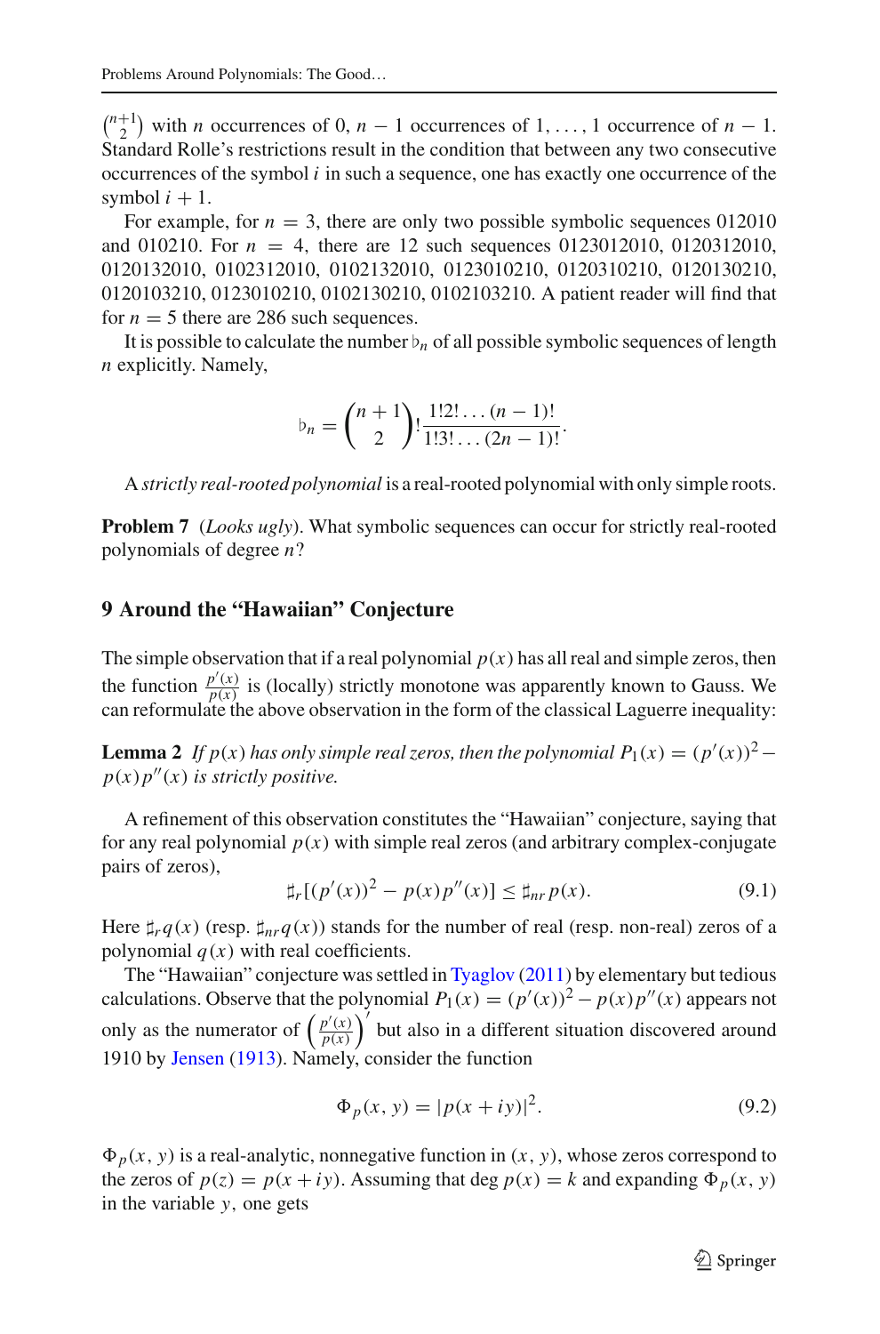$\binom{n+1}{2}$ with $n$ occurrences of 0, $n-1$ occurrences of 1, …, 1 occurrence of $n-1$. Standard Rolle's restrictions result in the condition that between any two consecutive occurrences of the symbol $i$ in such a sequence, one has exactly one occurrence of the symbol $i+1$.

For example, for $n=3$, there are only two possible symbolic sequences 012010 and 010210. For $n=4$, there are 12 such sequences 0123012010, 0120312010, 0120132010, 0102312010, 0102132010, 0123010210, 0120310210, 0120130210, 0120103210, 0123010210, 0102130210, 0102103210. A patient reader will find that for $n=5$ there are 286 such sequences.

It is possible to calculate the number $\flat_n$ of all possible symbolic sequences of length $n$ explicitly. Namely,

$$\flat_n = \binom{n+1}{2}!\,\frac{1!2!\dots(n-1)!}{1!3!\dots(2n-1)!}.$$

A *strictly real-rooted polynomial* is a real-rooted polynomial with only simple roots.

**Problem 7** (*Looks ugly*). What symbolic sequences can occur for strictly real-rooted polynomials of degree $n$?

## 9 Around the "Hawaiian" Conjecture

The simple observation that if a real polynomial $p(x)$ has all real and simple zeros, then the function $\frac{p'(x)}{p(x)}$ is (locally) strictly monotone was apparently known to Gauss. We can reformulate the above observation in the form of the classical Laguerre inequality:

**Lemma 2** *If $p(x)$ has only simple real zeros, then the polynomial $P_1(x) = (p'(x))^2 - p(x)p''(x)$ is strictly positive.*

A refinement of this observation constitutes the "Hawaiian" conjecture, saying that for any real polynomial $p(x)$ with simple real zeros (and arbitrary complex-conjugate pairs of zeros),

$$\sharp_r[(p'(x))^2 - p(x)p''(x)] \leq \sharp_{nr}\, p(x). \tag{9.1}$$

Here $\sharp_r q(x)$ (resp. $\sharp_{nr} q(x)$) stands for the number of real (resp. non-real) zeros of a polynomial $q(x)$ with real coefficients.

The "Hawaiian" conjecture was settled in Tyaglov (2011) by elementary but tedious calculations. Observe that the polynomial $P_1(x) = (p'(x))^2 - p(x)p''(x)$ appears not only as the numerator of $\left(\frac{p'(x)}{p(x)}\right)'$ but also in a different situation discovered around 1910 by Jensen (1913). Namely, consider the function

$$\Phi_p(x, y) = |p(x+iy)|^2. \tag{9.2}$$

$\Phi_p(x, y)$ is a real-analytic, nonnegative function in $(x, y)$, whose zeros correspond to the zeros of $p(z) = p(x+iy)$. Assuming that $\deg p(x) = k$ and expanding $\Phi_p(x, y)$ in the variable $y$, one gets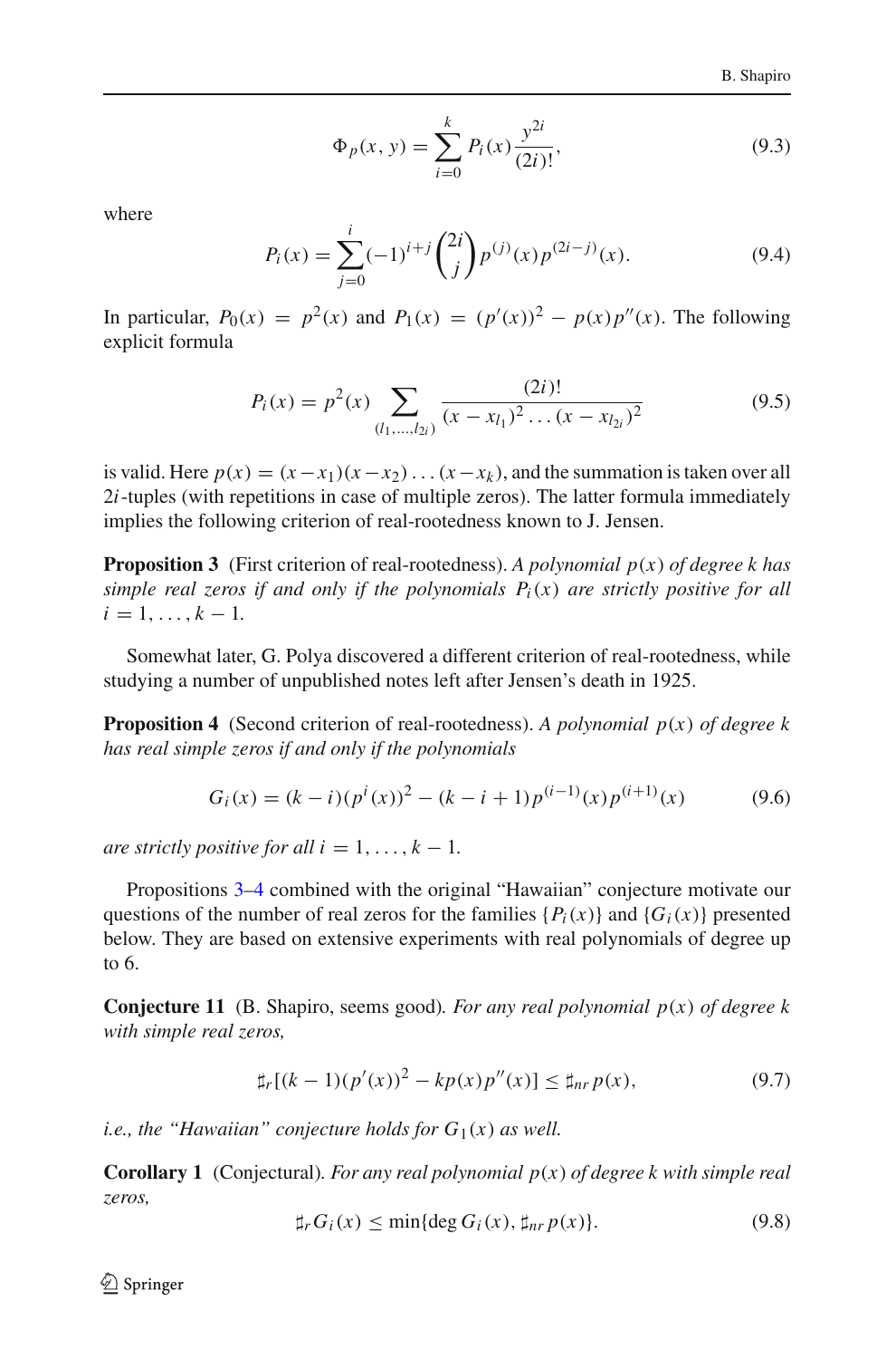$$\Phi_p(x, y) = \sum_{i=0}^{k} P_i(x) \frac{y^{2i}}{(2i)!}, \tag{9.3}$$

where

$$P_i(x) = \sum_{j=0}^{i} (-1)^{i+j} \binom{2i}{j} p^{(j)}(x) p^{(2i-j)}(x). \tag{9.4}$$

In particular, $P_0(x) = p^2(x)$ and $P_1(x) = (p'(x))^2 - p(x)p''(x)$. The following explicit formula

$$P_i(x) = p^2(x) \sum_{(l_1,\dots,l_{2i})} \frac{(2i)!}{(x - x_{l_1})^2 \dots (x - x_{l_{2i}})^2} \tag{9.5}$$

is valid. Here $p(x) = (x - x_1)(x - x_2) \dots (x - x_k)$, and the summation is taken over all $2i$-tuples (with repetitions in case of multiple zeros). The latter formula immediately implies the following criterion of real-rootedness known to J. Jensen.

**Proposition 3** (First criterion of real-rootedness). *A polynomial $p(x)$ of degree $k$ has simple real zeros if and only if the polynomials $P_i(x)$ are strictly positive for all $i = 1, \dots, k - 1$.*

Somewhat later, G. Polya discovered a different criterion of real-rootedness, while studying a number of unpublished notes left after Jensen's death in 1925.

**Proposition 4** (Second criterion of real-rootedness). *A polynomial $p(x)$ of degree $k$ has real simple zeros if and only if the polynomials*

$$G_i(x) = (k - i)(p^i(x))^2 - (k - i + 1)p^{(i-1)}(x)p^{(i+1)}(x) \tag{9.6}$$

*are strictly positive for all $i = 1, \dots, k - 1$.*

Propositions 3–4 combined with the original "Hawaiian" conjecture motivate our questions of the number of real zeros for the families $\{P_i(x)\}$ and $\{G_i(x)\}$ presented below. They are based on extensive experiments with real polynomials of degree up to 6.

**Conjecture 11** (B. Shapiro, seems good). *For any real polynomial $p(x)$ of degree $k$ with simple real zeros,*

$$\sharp_r[(k - 1)(p'(x))^2 - kp(x)p''(x)] \le \sharp_{nr}\, p(x), \tag{9.7}$$

*i.e., the "Hawaiian" conjecture holds for $G_1(x)$ as well.*

**Corollary 1** (Conjectural). *For any real polynomial $p(x)$ of degree $k$ with simple real zeros,*

$$\sharp_r G_i(x) \le \min\{\deg G_i(x), \sharp_{nr}\, p(x)\}. \tag{9.8}$$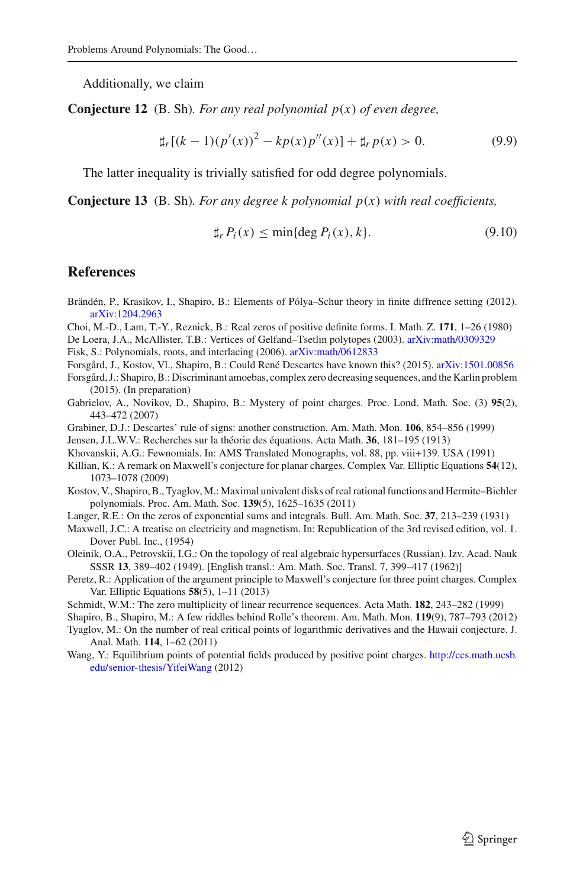Additionally, we claim

**Conjecture 12** (B. Sh). *For any real polynomial $p(x)$ of even degree,*

$$\sharp_r[(k-1)(p'(x))^2 - kp(x)p''(x)] + \sharp_r p(x) > 0. \tag{9.9}$$

The latter inequality is trivially satisfied for odd degree polynomials.

**Conjecture 13** (B. Sh). *For any degree k polynomial $p(x)$ with real coefficients,*

$$\sharp_r P_i(x) \le \min\{\deg P_i(x), k\}. \tag{9.10}$$

## References

Brändén, P., Krasikov, I., Shapiro, B.: Elements of Pólya–Schur theory in finite diffrence setting (2012). arXiv:1204.2963

Choi, M.-D., Lam, T.-Y., Reznick, B.: Real zeros of positive definite forms. I. Math. Z. **171**, 1–26 (1980)

De Loera, J.A., McAllister, T.B.: Vertices of Gelfand–Tsetlin polytopes (2003). arXiv:math/0309329

Fisk, S.: Polynomials, roots, and interlacing (2006). arXiv:math/0612833

Forsgård, J., Kostov, Vl., Shapiro, B.: Could René Descartes have known this? (2015). arXiv:1501.00856

Forsgård, J.: Shapiro, B.: Discriminant amoebas, complex zero decreasing sequences, and the Karlin problem (2015). (In preparation)

Gabrielov, A., Novikov, D., Shapiro, B.: Mystery of point charges. Proc. Lond. Math. Soc. (3) **95**(2), 443–472 (2007)

Grabiner, D.J.: Descartes' rule of signs: another construction. Am. Math. Mon. **106**, 854–856 (1999)

Jensen, J.L.W.V.: Recherches sur la théorie des équations. Acta Math. **36**, 181–195 (1913)

Khovanskii, A.G.: Fewnomials. In: AMS Translated Monographs, vol. 88, pp. viii+139. USA (1991)

Killian, K.: A remark on Maxwell's conjecture for planar charges. Complex Var. Elliptic Equations **54**(12), 1073–1078 (2009)

Kostov, V., Shapiro, B., Tyaglov, M.: Maximal univalent disks of real rational functions and Hermite–Biehler polynomials. Proc. Am. Math. Soc. **139**(5), 1625–1635 (2011)

Langer, R.E.: On the zeros of exponential sums and integrals. Bull. Am. Math. Soc. **37**, 213–239 (1931)

Maxwell, J.C.: A treatise on electricity and magnetism. In: Republication of the 3rd revised edition, vol. 1. Dover Publ. Inc., (1954)

Oleinik, O.A., Petrovskii, I.G.: On the topology of real algebraic hypersurfaces (Russian). Izv. Acad. Nauk SSSR **13**, 389–402 (1949). [English transl.: Am. Math. Soc. Transl. 7, 399–417 (1962)]

Peretz, R.: Application of the argument principle to Maxwell's conjecture for three point charges. Complex Var. Elliptic Equations **58**(5), 1–11 (2013)

Schmidt, W.M.: The zero multiplicity of linear recurrence sequences. Acta Math. **182**, 243–282 (1999)

Shapiro, B., Shapiro, M.: A few riddles behind Rolle's theorem. Am. Math. Mon. **119**(9), 787–793 (2012)

Tyaglov, M.: On the number of real critical points of logarithmic derivatives and the Hawaii conjecture. J. Anal. Math. **114**, 1–62 (2011)

Wang, Y.: Equilibrium points of potential fields produced by positive point charges. http://ccs.math.ucsb.edu/senior-thesis/YifeiWang (2012)